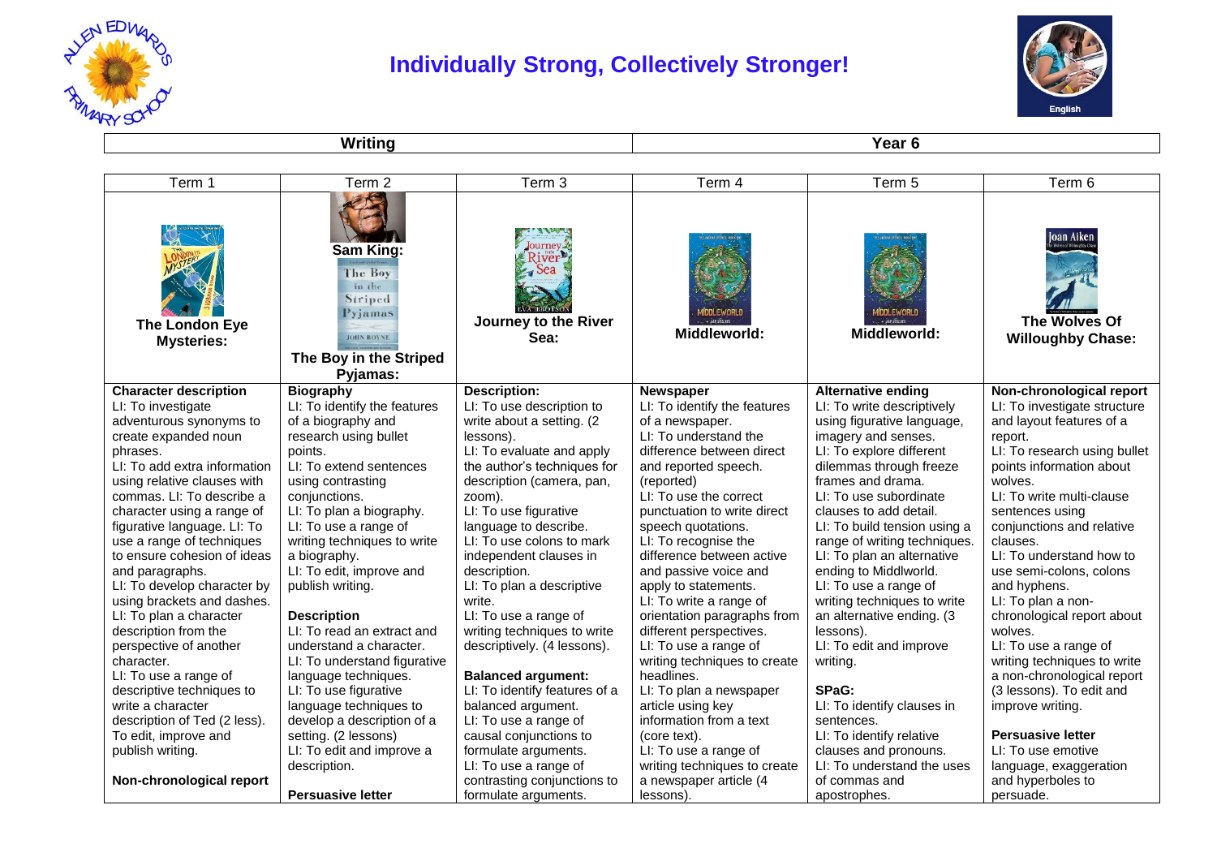# Individually Strong, Collectively Stronger!

| Writing | Year 6 |
|---|---|

| Term 1 | Term 2 | Term 3 | Term 4 | Term 5 | Term 6 |
|---|---|---|---|---|---|
| **The London Eye Mysteries:** | **Sam King:** **The Boy in the Striped Pyjamas:** | **Journey to the River Sea:** | **Middleworld:** | **Middleworld:** | **The Wolves Of Willoughby Chase:** |
| **Character description**<br>LI: To investigate adventurous synonyms to create expanded noun phrases.<br>LI: To add extra information using relative clauses with commas. LI: To describe a character using a range of figurative language. LI: To use a range of techniques to ensure cohesion of ideas and paragraphs.<br>LI: To develop character by using brackets and dashes.<br>LI: To plan a character description from the perspective of another character.<br>LI: To use a range of descriptive techniques to write a character description of Ted (2 less).<br>To edit, improve and publish writing.<br><br>**Non-chronological report** | **Biography**<br>LI: To identify the features of a biography and research using bullet points.<br>LI: To extend sentences using contrasting conjunctions.<br>LI: To plan a biography.<br>LI: To use a range of writing techniques to write a biography.<br>LI: To edit, improve and publish writing.<br><br>**Description**<br>LI: To read an extract and understand a character.<br>LI: To understand figurative language techniques.<br>LI: To use figurative language techniques to develop a description of a setting. (2 lessons)<br>LI: To edit and improve a description.<br><br>**Persuasive letter** | **Description:**<br>LI: To use description to write about a setting. (2 lessons).<br>LI: To evaluate and apply the author's techniques for description (camera, pan, zoom).<br>LI: To use figurative language to describe.<br>LI: To use colons to mark independent clauses in description.<br>LI: To plan a descriptive write.<br>LI: To use a range of writing techniques to write descriptively. (4 lessons).<br><br>**Balanced argument:**<br>LI: To identify features of a balanced argument.<br>LI: To use a range of causal conjunctions to formulate arguments.<br>LI: To use a range of contrasting conjunctions to formulate arguments. | **Newspaper**<br>LI: To identify the features of a newspaper.<br>LI: To understand the difference between direct and reported speech. (reported)<br>LI: To use the correct punctuation to write direct speech quotations.<br>LI: To recognise the difference between active and passive voice and apply to statements.<br>LI: To write a range of orientation paragraphs from different perspectives.<br>LI: To use a range of writing techniques to create headlines.<br>LI: To plan a newspaper article using key information from a text (core text).<br>LI: To use a range of writing techniques to create a newspaper article (4 lessons). | **Alternative ending**<br>LI: To write descriptively using figurative language, imagery and senses.<br>LI: To explore different dilemmas through freeze frames and drama.<br>LI: To use subordinate clauses to add detail.<br>LI: To build tension using a range of writing techniques.<br>LI: To plan an alternative ending to Middlworld.<br>LI: To use a range of writing techniques to write an alternative ending. (3 lessons).<br>LI: To edit and improve writing.<br><br>**SPaG:**<br>LI: To identify clauses in sentences.<br>LI: To identify relative clauses and pronouns.<br>LI: To understand the uses of commas and apostrophes. | **Non-chronological report**<br>LI: To investigate structure and layout features of a report.<br>LI: To research using bullet points information about wolves.<br>LI: To write multi-clause sentences using conjunctions and relative clauses.<br>LI: To understand how to use semi-colons, colons and hyphens.<br>LI: To plan a non-chronological report about wolves.<br>LI: To use a range of writing techniques to write a non-chronological report (3 lessons). To edit and improve writing.<br><br>**Persuasive letter**<br>LI: To use emotive language, exaggeration and hyperboles to persuade. |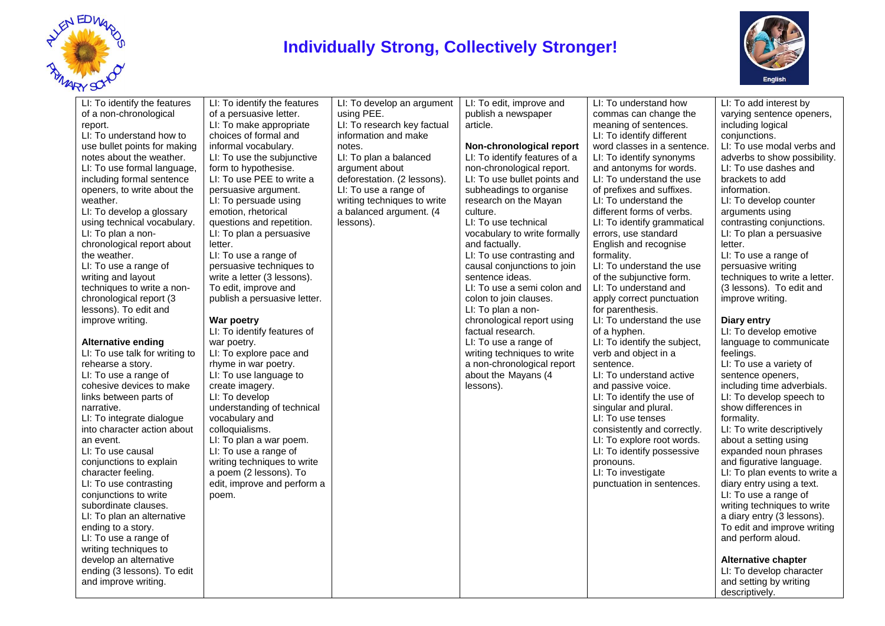# Individually Strong, Collectively Stronger!

English

| | | | | | |
|---|---|---|---|---|---|
| LI: To identify the features of a non-chronological report.<br>LI: To understand how to use bullet points for making notes about the weather.<br>LI: To use formal language, including formal sentence openers, to write about the weather.<br>LI: To develop a glossary using technical vocabulary.<br>LI: To plan a non-chronological report about the weather.<br>LI: To use a range of writing and layout techniques to write a non-chronological report (3 lessons). To edit and improve writing.<br><br>**Alternative ending**<br>LI: To use talk for writing to rehearse a story.<br>LI: To use a range of cohesive devices to make links between parts of narrative.<br>LI: To integrate dialogue into character action about an event.<br>LI: To use causal conjunctions to explain character feeling.<br>LI: To use contrasting conjunctions to write subordinate clauses.<br>LI: To plan an alternative ending to a story.<br>LI: To use a range of writing techniques to develop an alternative ending (3 lessons). To edit and improve writing. | LI: To identify the features of a persuasive letter.<br>LI: To make appropriate choices of formal and informal vocabulary.<br>LI: To use the subjunctive form to hypothesise.<br>LI: To use PEE to write a persuasive argument.<br>LI: To persuade using emotion, rhetorical questions and repetition.<br>LI: To plan a persuasive letter.<br>LI: To use a range of persuasive techniques to write a letter (3 lessons).<br>To edit, improve and publish a persuasive letter.<br><br>**War poetry**<br>LI: To identify features of war poetry.<br>LI: To explore pace and rhyme in war poetry.<br>LI: To use language to create imagery.<br>LI: To develop understanding of technical vocabulary and colloquialisms.<br>LI: To plan a war poem.<br>LI: To use a range of writing techniques to write a poem (2 lessons). To edit, improve and perform a poem. | LI: To develop an argument using PEE.<br>LI: To research key factual information and make notes.<br>LI: To plan a balanced argument about deforestation. (2 lessons).<br>LI: To use a range of writing techniques to write a balanced argument. (4 lessons). | LI: To edit, improve and publish a newspaper article.<br><br>**Non-chronological report**<br>LI: To identify features of a non-chronological report.<br>LI: To use bullet points and subheadings to organise research on the Mayan culture.<br>LI: To use technical vocabulary to write formally and factually.<br>LI: To use contrasting and causal conjunctions to join sentence ideas.<br>LI: To use a semi colon and colon to join clauses.<br>LI: To plan a non-chronological report using factual research.<br>LI: To use a range of writing techniques to write a non-chronological report about the Mayans (4 lessons). | LI: To understand how commas can change the meaning of sentences.<br>LI: To identify different word classes in a sentence.<br>LI: To identify synonyms and antonyms for words.<br>LI: To understand the use of prefixes and suffixes.<br>LI: To understand the different forms of verbs.<br>LI: To identify grammatical errors, use standard English and recognise formality.<br>LI: To understand the use of the subjunctive form.<br>LI: To understand and apply correct punctuation for parenthesis.<br>LI: To understand the use of a hyphen.<br>LI: To identify the subject, verb and object in a sentence.<br>LI: To understand active and passive voice.<br>LI: To identify the use of singular and plural.<br>LI: To use tenses consistently and correctly.<br>LI: To explore root words.<br>LI: To identify possessive pronouns.<br>LI: To investigate punctuation in sentences. | LI: To add interest by varying sentence openers, including logical conjunctions.<br>LI: To use modal verbs and adverbs to show possibility.<br>LI: To use dashes and brackets to add information.<br>LI: To develop counter arguments using contrasting conjunctions.<br>LI: To plan a persuasive letter.<br>LI: To use a range of persuasive writing techniques to write a letter. (3 lessons). To edit and improve writing.<br><br>**Diary entry**<br>LI: To develop emotive language to communicate feelings.<br>LI: To use a variety of sentence openers, including time adverbials.<br>LI: To develop speech to show differences in formality.<br>LI: To write descriptively about a setting using expanded noun phrases and figurative language.<br>LI: To plan events to write a diary entry using a text.<br>LI: To use a range of writing techniques to write a diary entry (3 lessons). To edit and improve writing and perform aloud.<br><br>**Alternative chapter**<br>LI: To develop character and setting by writing descriptively. |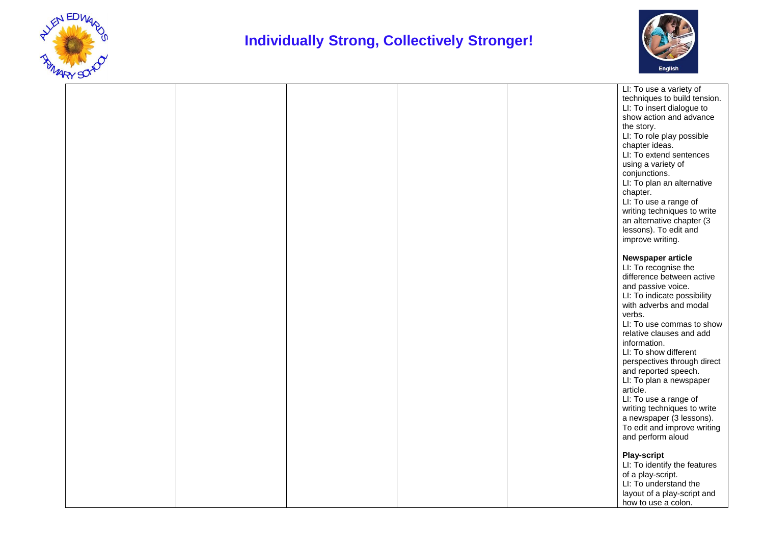# Individually Strong, Collectively Stronger!

| | | | | | |
|---|---|---|---|---|---|
| | | | | | LI: To use a variety of techniques to build tension.<br>LI: To insert dialogue to show action and advance the story.<br>LI: To role play possible chapter ideas.<br>LI: To extend sentences using a variety of conjunctions.<br>LI: To plan an alternative chapter.<br>LI: To use a range of writing techniques to write an alternative chapter (3 lessons). To edit and improve writing.<br><br>**Newspaper article**<br>LI: To recognise the difference between active and passive voice.<br>LI: To indicate possibility with adverbs and modal verbs.<br>LI: To use commas to show relative clauses and add information.<br>LI: To show different perspectives through direct and reported speech.<br>LI: To plan a newspaper article.<br>LI: To use a range of writing techniques to write a newspaper (3 lessons). To edit and improve writing and perform aloud<br><br>**Play-script**<br>LI: To identify the features of a play-script.<br>LI: To understand the layout of a play-script and how to use a colon. |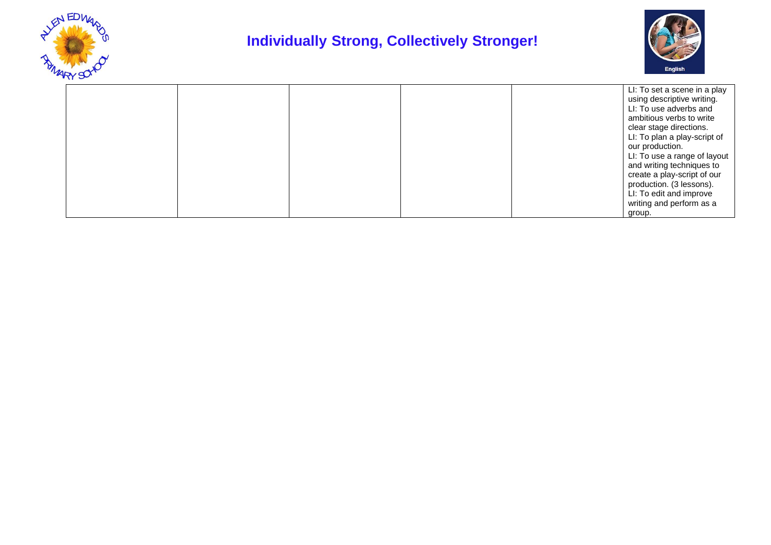**Individually Strong, Collectively Stronger!**

| | | | | | |
|---|---|---|---|---|---|
| | | | | | LI: To set a scene in a play using descriptive writing.<br>LI: To use adverbs and ambitious verbs to write clear stage directions.<br>LI: To plan a play-script of our production.<br>LI: To use a range of layout and writing techniques to create a play-script of our production. (3 lessons).<br>LI: To edit and improve writing and perform as a group. |